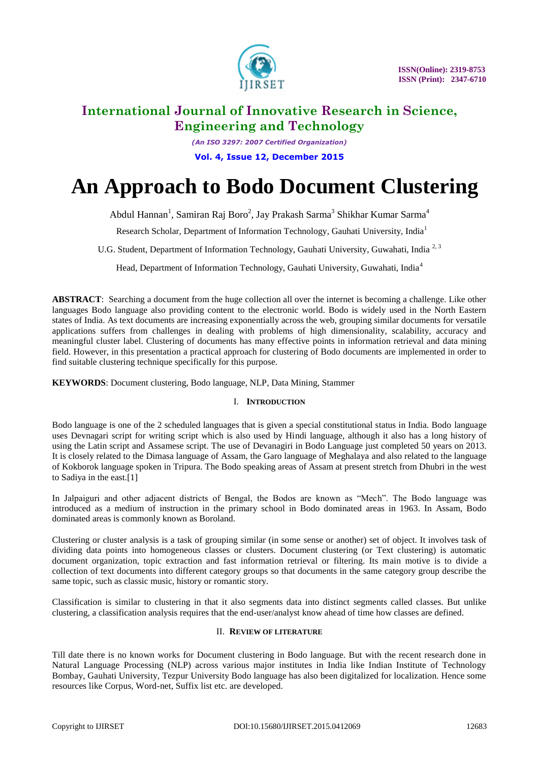# An Approach to Bodo Document Clustering

Abdul Hannan[1], Samiran Raj Boro[2], Jay Prakash Sarma[3] Shikhar Kumar Sarma[4]

Research Scholar, Department of Information Technology, Gauhati University, India[1]

U.G. Student, Department of Information Technology, Gauhati University, Guwahati, India [2, 3]

Head, Department of Information Technology, Gauhati University, Guwahati, India[4]

**ABSTRACT**: Searching a document from the huge collection all over the internet is becoming a challenge. Like other languages Bodo language also providing content to the electronic world. Bodo is widely used in the North Eastern states of India. As text documents are increasing exponentially across the web, grouping similar documents for versatile applications suffers from challenges in dealing with problems of high dimensionality, scalability, accuracy and meaningful cluster label. Clustering of documents has many effective points in information retrieval and data mining field. However, in this presentation a practical approach for clustering of Bodo documents are implemented in order to find suitable clustering technique specifically for this purpose.

**KEYWORDS**: Document clustering, Bodo language, NLP, Data Mining, Stammer

## I. INTRODUCTION

Bodo language is one of the 2 scheduled languages that is given a special constitutional status in India. Bodo language uses Devnagari script for writing script which is also used by Hindi language, although it also has a long history of using the Latin script and Assamese script. The use of Devanagiri in Bodo Language just completed 50 years on 2013. It is closely related to the Dimasa language of Assam, the Garo language of Meghalaya and also related to the language of Kokborok language spoken in Tripura. The Bodo speaking areas of Assam at present stretch from Dhubri in the west to Sadiya in the east.[1]

In Jalpaiguri and other adjacent districts of Bengal, the Bodos are known as "Mech". The Bodo language was introduced as a medium of instruction in the primary school in Bodo dominated areas in 1963. In Assam, Bodo dominated areas is commonly known as Boroland.

Clustering or cluster analysis is a task of grouping similar (in some sense or another) set of object. It involves task of dividing data points into homogeneous classes or clusters. Document clustering (or Text clustering) is automatic document organization, topic extraction and fast information retrieval or filtering. Its main motive is to divide a collection of text documents into different category groups so that documents in the same category group describe the same topic, such as classic music, history or romantic story.

Classification is similar to clustering in that it also segments data into distinct segments called classes. But unlike clustering, a classification analysis requires that the end-user/analyst know ahead of time how classes are defined.

## II. REVIEW OF LITERATURE

Till date there is no known works for Document clustering in Bodo language. But with the recent research done in Natural Language Processing (NLP) across various major institutes in India like Indian Institute of Technology Bombay, Gauhati University, Tezpur University Bodo language has also been digitalized for localization. Hence some resources like Corpus, Word-net, Suffix list etc. are developed.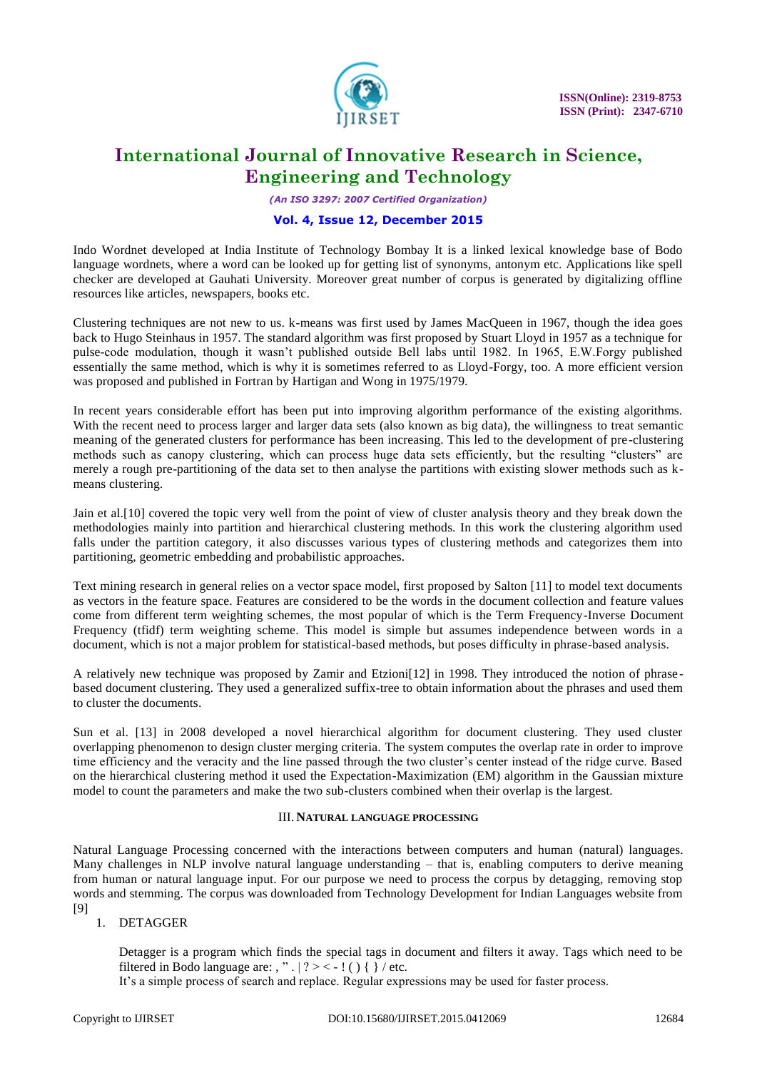Indo Wordnet developed at India Institute of Technology Bombay It is a linked lexical knowledge base of Bodo language wordnets, where a word can be looked up for getting list of synonyms, antonym etc. Applications like spell checker are developed at Gauhati University. Moreover great number of corpus is generated by digitalizing offline resources like articles, newspapers, books etc.

Clustering techniques are not new to us. k-means was first used by James MacQueen in 1967, though the idea goes back to Hugo Steinhaus in 1957. The standard algorithm was first proposed by Stuart Lloyd in 1957 as a technique for pulse-code modulation, though it wasn't published outside Bell labs until 1982. In 1965, E.W.Forgy published essentially the same method, which is why it is sometimes referred to as Lloyd-Forgy, too. A more efficient version was proposed and published in Fortran by Hartigan and Wong in 1975/1979.

In recent years considerable effort has been put into improving algorithm performance of the existing algorithms. With the recent need to process larger and larger data sets (also known as big data), the willingness to treat semantic meaning of the generated clusters for performance has been increasing. This led to the development of pre-clustering methods such as canopy clustering, which can process huge data sets efficiently, but the resulting "clusters" are merely a rough pre-partitioning of the data set to then analyse the partitions with existing slower methods such as k-means clustering.

Jain et al.[10] covered the topic very well from the point of view of cluster analysis theory and they break down the methodologies mainly into partition and hierarchical clustering methods. In this work the clustering algorithm used falls under the partition category, it also discusses various types of clustering methods and categorizes them into partitioning, geometric embedding and probabilistic approaches.

Text mining research in general relies on a vector space model, first proposed by Salton [11] to model text documents as vectors in the feature space. Features are considered to be the words in the document collection and feature values come from different term weighting schemes, the most popular of which is the Term Frequency-Inverse Document Frequency (tfidf) term weighting scheme. This model is simple but assumes independence between words in a document, which is not a major problem for statistical-based methods, but poses difficulty in phrase-based analysis.

A relatively new technique was proposed by Zamir and Etzioni[12] in 1998. They introduced the notion of phrase-based document clustering. They used a generalized suffix-tree to obtain information about the phrases and used them to cluster the documents.

Sun et al. [13] in 2008 developed a novel hierarchical algorithm for document clustering. They used cluster overlapping phenomenon to design cluster merging criteria. The system computes the overlap rate in order to improve time efficiency and the veracity and the line passed through the two cluster's center instead of the ridge curve. Based on the hierarchical clustering method it used the Expectation-Maximization (EM) algorithm in the Gaussian mixture model to count the parameters and make the two sub-clusters combined when their overlap is the largest.

## III. NATURAL LANGUAGE PROCESSING

Natural Language Processing concerned with the interactions between computers and human (natural) languages. Many challenges in NLP involve natural language understanding – that is, enabling computers to derive meaning from human or natural language input. For our purpose we need to process the corpus by detagging, removing stop words and stemming. The corpus was downloaded from Technology Development for Indian Languages website from [9]

1. DETAGGER

   Detagger is a program which finds the special tags in document and filters it away. Tags which need to be filtered in Bodo language are: , " . | ? > < - ! ( ) { } / etc.
   It's a simple process of search and replace. Regular expressions may be used for faster process.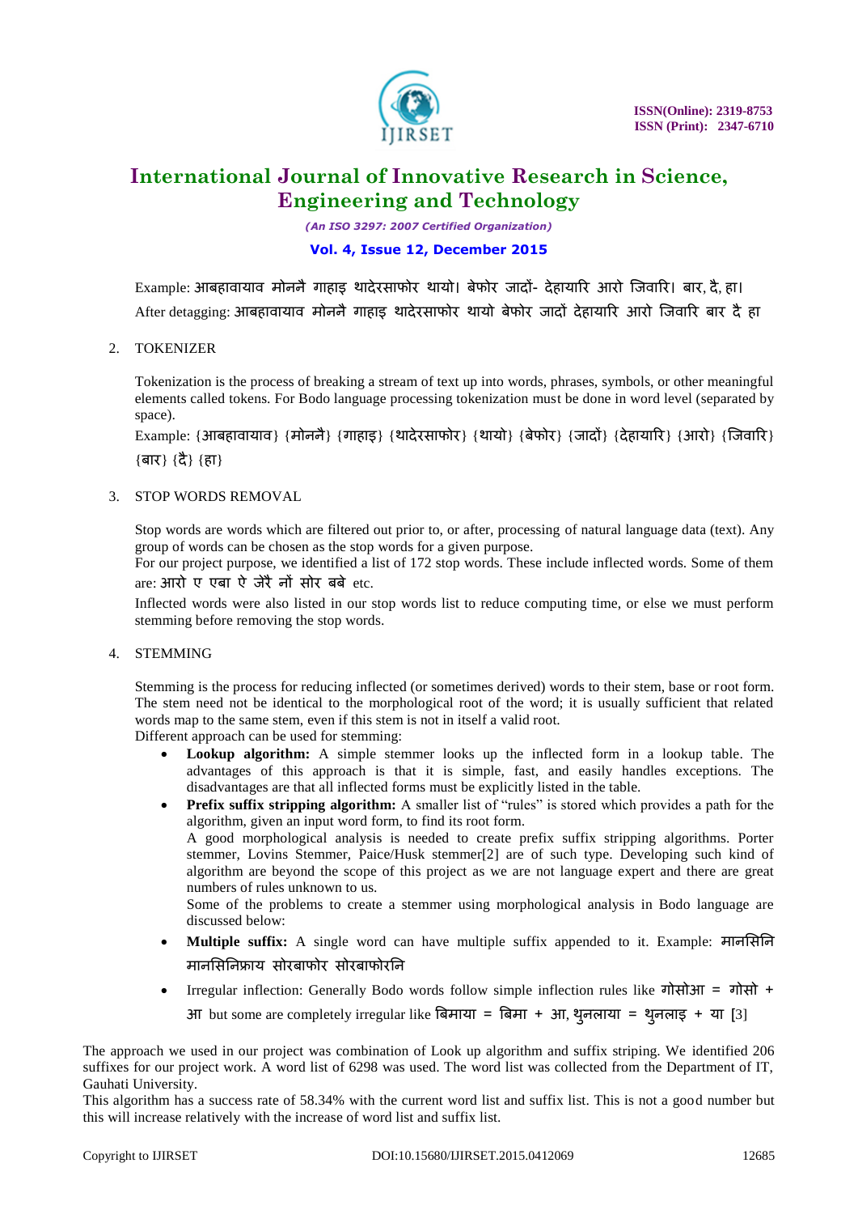Example: आबहावायाव मोननै गाहाइ थादेरसाफोर थायो। बेफोर जादों- देहायारि आरो जिवारि। बार, दै, हा।

After detagging: आबहावायाव मोननै गाहाइ थादेरसाफोर थायो बेफोर जादों देहायारि आरो जिवारि बार दै हा

2. TOKENIZER

Tokenization is the process of breaking a stream of text up into words, phrases, symbols, or other meaningful elements called tokens. For Bodo language processing tokenization must be done in word level (separated by space).

Example: {आबहावायाव} {मोननै} {गाहाइ} {थादेरसाफोर} {थायो} {बेफोर} {जादों} {देहायारि} {आरो} {जिवारि} {बार} {दै} {हा}

3. STOP WORDS REMOVAL

Stop words are words which are filtered out prior to, or after, processing of natural language data (text). Any group of words can be chosen as the stop words for a given purpose.

For our project purpose, we identified a list of 172 stop words. These include inflected words. Some of them are: आरो ए एबा ऐ जेरै नों सोर बबे etc.

Inflected words were also listed in our stop words list to reduce computing time, or else we must perform stemming before removing the stop words.

4. STEMMING

Stemming is the process for reducing inflected (or sometimes derived) words to their stem, base or root form. The stem need not be identical to the morphological root of the word; it is usually sufficient that related words map to the same stem, even if this stem is not in itself a valid root.

Different approach can be used for stemming:

- **Lookup algorithm:** A simple stemmer looks up the inflected form in a lookup table. The advantages of this approach is that it is simple, fast, and easily handles exceptions. The disadvantages are that all inflected forms must be explicitly listed in the table.
- **Prefix suffix stripping algorithm:** A smaller list of "rules" is stored which provides a path for the algorithm, given an input word form, to find its root form.
  A good morphological analysis is needed to create prefix suffix stripping algorithms. Porter stemmer, Lovins Stemmer, Paice/Husk stemmer[2] are of such type. Developing such kind of algorithm are beyond the scope of this project as we are not language expert and there are great numbers of rules unknown to us.
  Some of the problems to create a stemmer using morphological analysis in Bodo language are discussed below:
- **Multiple suffix:** A single word can have multiple suffix appended to it. Example: मानसिनि मानसिनिफ्राय सोरबाफोर सोरबाफोरनि
- Irregular inflection: Generally Bodo words follow simple inflection rules like गोसोआ = गोसो + आ but some are completely irregular like बिमाया = बिमा + आ, थुनलाया = थुनलाइ + या [3]

The approach we used in our project was combination of Look up algorithm and suffix striping. We identified 206 suffixes for our project work. A word list of 6298 was used. The word list was collected from the Department of IT, Gauhati University.

This algorithm has a success rate of 58.34% with the current word list and suffix list. This is not a good number but this will increase relatively with the increase of word list and suffix list.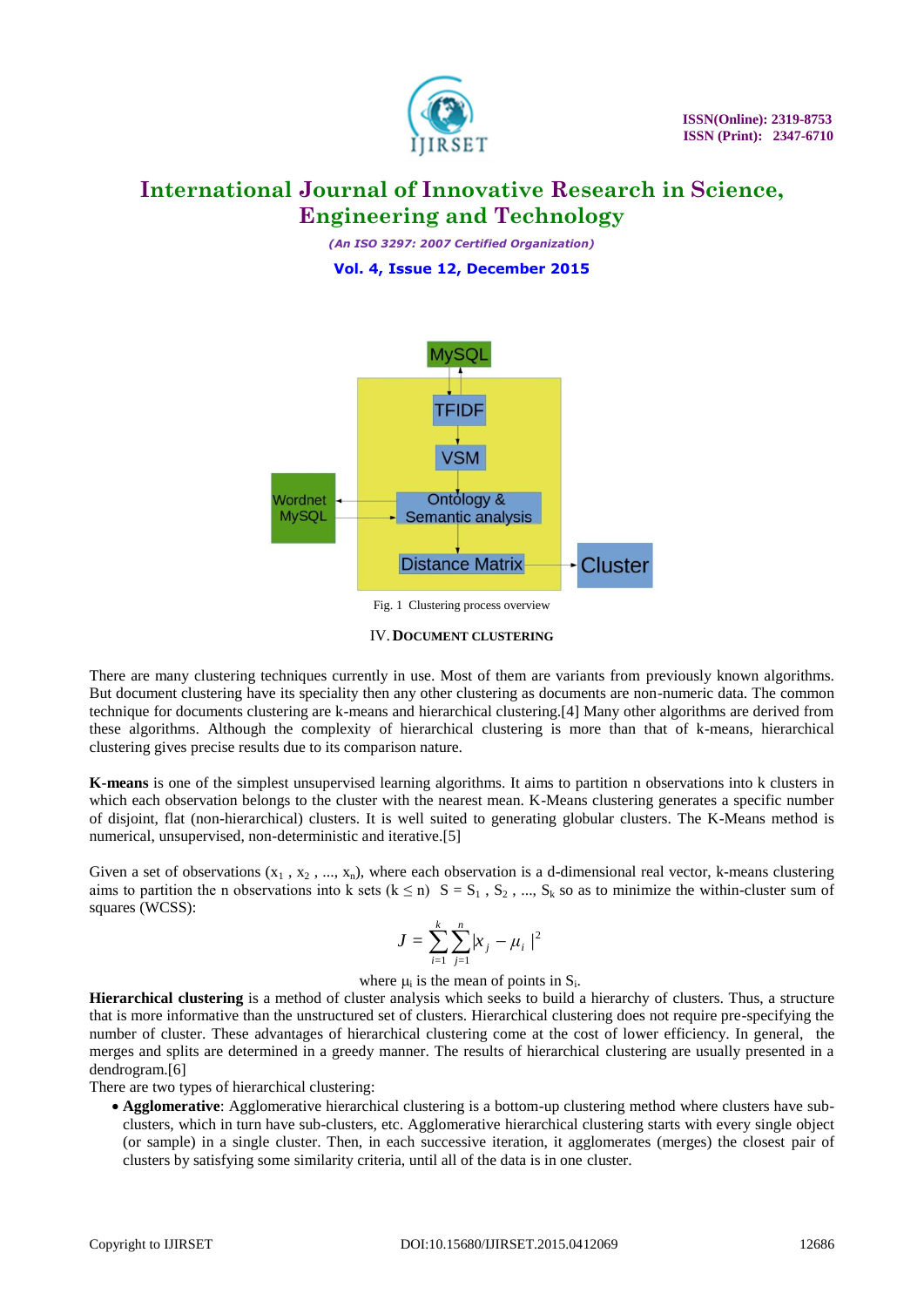Fig. 1 Clustering process overview

## IV. DOCUMENT CLUSTERING

There are many clustering techniques currently in use. Most of them are variants from previously known algorithms. But document clustering have its speciality then any other clustering as documents are non-numeric data. The common technique for documents clustering are k-means and hierarchical clustering.[4] Many other algorithms are derived from these algorithms. Although the complexity of hierarchical clustering is more than that of k-means, hierarchical clustering gives precise results due to its comparison nature.

**K-means** is one of the simplest unsupervised learning algorithms. It aims to partition n observations into k clusters in which each observation belongs to the cluster with the nearest mean. K-Means clustering generates a specific number of disjoint, flat (non-hierarchical) clusters. It is well suited to generating globular clusters. The K-Means method is numerical, unsupervised, non-deterministic and iterative.[5]

Given a set of observations ($x_1$ , $x_2$ , ..., $x_n$), where each observation is a d-dimensional real vector, k-means clustering aims to partition the n observations into k sets ($k \leq n$) $S = S_1 , S_2 , ..., S_k$ so as to minimize the within-cluster sum of squares (WCSS):

$$J = \sum_{i=1}^{k} \sum_{j=1}^{n} |x_j - \mu_i|^2$$

where $\mu_i$ is the mean of points in $S_i$.

**Hierarchical clustering** is a method of cluster analysis which seeks to build a hierarchy of clusters. Thus, a structure that is more informative than the unstructured set of clusters. Hierarchical clustering does not require pre-specifying the number of cluster. These advantages of hierarchical clustering come at the cost of lower efficiency. In general, the merges and splits are determined in a greedy manner. The results of hierarchical clustering are usually presented in a dendrogram.[6]

There are two types of hierarchical clustering:

- **Agglomerative**: Agglomerative hierarchical clustering is a bottom-up clustering method where clusters have sub-clusters, which in turn have sub-clusters, etc. Agglomerative hierarchical clustering starts with every single object (or sample) in a single cluster. Then, in each successive iteration, it agglomerates (merges) the closest pair of clusters by satisfying some similarity criteria, until all of the data is in one cluster.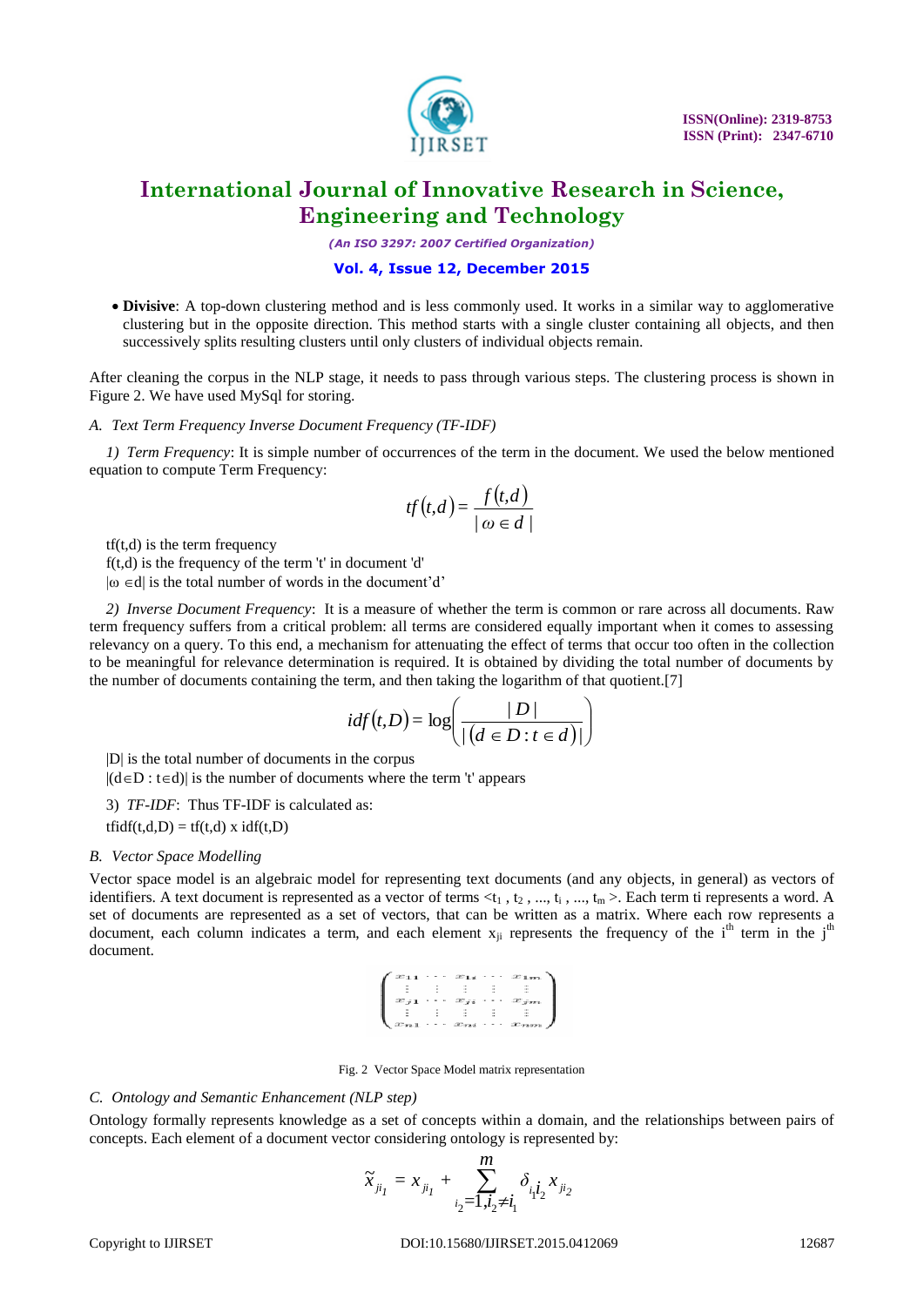- **Divisive**: A top-down clustering method and is less commonly used. It works in a similar way to agglomerative clustering but in the opposite direction. This method starts with a single cluster containing all objects, and then successively splits resulting clusters until only clusters of individual objects remain.

After cleaning the corpus in the NLP stage, it needs to pass through various steps. The clustering process is shown in Figure 2. We have used MySql for storing.

### *A. Text Term Frequency Inverse Document Frequency (TF-IDF)*

*1) Term Frequency*: It is simple number of occurrences of the term in the document. We used the below mentioned equation to compute Term Frequency:

$$tf(t,d) = \frac{f(t,d)}{|\omega \in d|}$$

$tf(t,d)$ is the term frequency
$f(t,d)$ is the frequency of the term 't' in document 'd'
$|\omega \in d|$ is the total number of words in the document'd'

*2) Inverse Document Frequency*: It is a measure of whether the term is common or rare across all documents. Raw term frequency suffers from a critical problem: all terms are considered equally important when it comes to assessing relevancy on a query. To this end, a mechanism for attenuating the effect of terms that occur too often in the collection to be meaningful for relevance determination is required. It is obtained by dividing the total number of documents by the number of documents containing the term, and then taking the logarithm of that quotient.[7]

$$idf(t,D) = \log\left(\frac{|D|}{|(d \in D : t \in d)|}\right)$$

$|D|$ is the total number of documents in the corpus
$|(d \in D : t \in d)|$ is the number of documents where the term 't' appears

3) *TF-IDF*: Thus TF-IDF is calculated as:
$tfidf(t,d,D) = tf(t,d) \times idf(t,D)$

### *B. Vector Space Modelling*

Vector space model is an algebraic model for representing text documents (and any objects, in general) as vectors of identifiers. A text document is represented as a vector of terms $<t_1, t_2, \ldots, t_i, \ldots, t_m>$. Each term ti represents a word. A set of documents are represented as a set of vectors, that can be written as a matrix. Where each row represents a document, each column indicates a term, and each element $x_{ji}$ represents the frequency of the $i^{th}$ term in the $j^{th}$ document.

$$\begin{pmatrix} x_{11} & \cdots & x_{1i} & \cdots & x_{1m} \\ \vdots & \vdots & \vdots & \vdots & \vdots \\ x_{j1} & \cdots & x_{ji} & \cdots & x_{jm} \\ \vdots & \vdots & \vdots & \vdots & \vdots \\ x_{n1} & \cdots & x_{ni} & \cdots & x_{nm} \end{pmatrix}$$

Fig. 2 Vector Space Model matrix representation

### *C. Ontology and Semantic Enhancement (NLP step)*

Ontology formally represents knowledge as a set of concepts within a domain, and the relationships between pairs of concepts. Each element of a document vector considering ontology is represented by:

$$\tilde{x}_{ji_1} = x_{ji_1} + \sum_{i_2=1, i_2 \neq i_1}^{m} \delta_{i_1 i_2} x_{ji_2}$$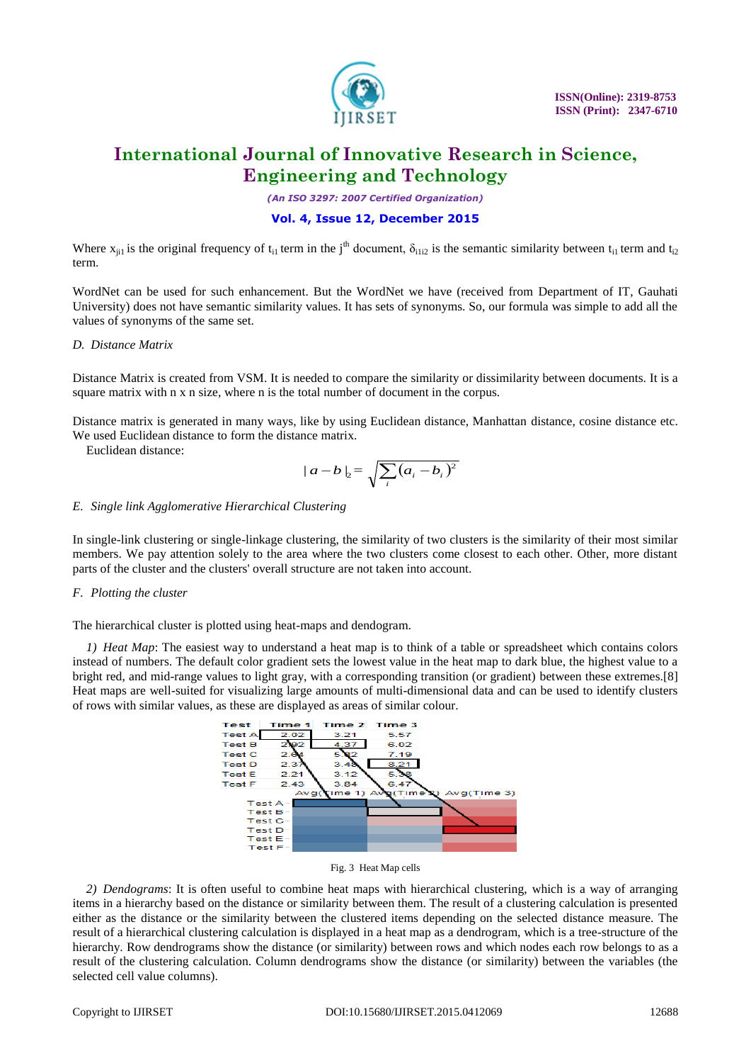Where $x_{ji1}$ is the original frequency of $t_{i1}$ term in the $j^{th}$ document, $\delta_{i1i2}$ is the semantic similarity between $t_{i1}$ term and $t_{i2}$ term.

WordNet can be used for such enhancement. But the WordNet we have (received from Department of IT, Gauhati University) does not have semantic similarity values. It has sets of synonyms. So, our formula was simple to add all the values of synonyms of the same set.

### *D. Distance Matrix*

Distance Matrix is created from VSM. It is needed to compare the similarity or dissimilarity between documents. It is a square matrix with n x n size, where n is the total number of document in the corpus.

Distance matrix is generated in many ways, like by using Euclidean distance, Manhattan distance, cosine distance etc. We used Euclidean distance to form the distance matrix.

Euclidean distance:

$$|a-b|_2 = \sqrt{\sum_i (a_i - b_i)^2}$$

### *E. Single link Agglomerative Hierarchical Clustering*

In single-link clustering or single-linkage clustering, the similarity of two clusters is the similarity of their most similar members. We pay attention solely to the area where the two clusters come closest to each other. Other, more distant parts of the cluster and the clusters' overall structure are not taken into account.

### *F. Plotting the cluster*

The hierarchical cluster is plotted using heat-maps and dendogram.

*1) Heat Map*: The easiest way to understand a heat map is to think of a table or spreadsheet which contains colors instead of numbers. The default color gradient sets the lowest value in the heat map to dark blue, the highest value to a bright red, and mid-range values to light gray, with a corresponding transition (or gradient) between these extremes.[8] Heat maps are well-suited for visualizing large amounts of multi-dimensional data and can be used to identify clusters of rows with similar values, as these are displayed as areas of similar colour.

| Test | Time 1 | Time 2 | Time 3 |
|---|---|---|---|
| Test A | 2.02 | 3.21 | 5.57 |
| Test B | 2.92 | 4.37 | 6.02 |
| Test C | 2.64 | 5.02 | 7.19 |
| Test D | 2.37 | 3.48 | 8.21 |
| Test E | 2.21 | 3.12 | 5.38 |
| Test F | 2.43 | 3.84 | 6.47 |

Fig. 3 Heat Map cells

*2) Dendograms*: It is often useful to combine heat maps with hierarchical clustering, which is a way of arranging items in a hierarchy based on the distance or similarity between them. The result of a clustering calculation is presented either as the distance or the similarity between the clustered items depending on the selected distance measure. The result of a hierarchical clustering calculation is displayed in a heat map as a dendrogram, which is a tree-structure of the hierarchy. Row dendrograms show the distance (or similarity) between rows and which nodes each row belongs to as a result of the clustering calculation. Column dendrograms show the distance (or similarity) between the variables (the selected cell value columns).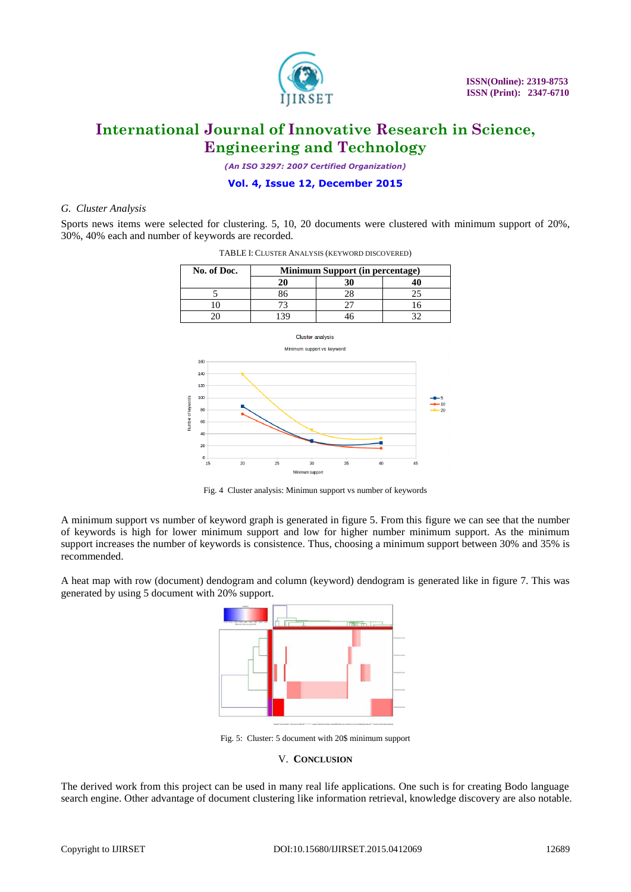### G. *Cluster Analysis*

Sports news items were selected for clustering. 5, 10, 20 documents were clustered with minimum support of 20%, 30%, 40% each and number of keywords are recorded.

TABLE I: CLUSTER ANALYSIS (KEYWORD DISCOVERED)

| No. of Doc. | Minimum Support (in percentage) | | |
|---|---|---|---|
| | 20 | 30 | 40 |
| 5 | 86 | 28 | 25 |
| 10 | 73 | 27 | 16 |
| 20 | 139 | 46 | 32 |

Fig. 4 Cluster analysis: Minimun support vs number of keywords

A minimum support vs number of keyword graph is generated in figure 5. From this figure we can see that the number of keywords is high for lower minimum support and low for higher number minimum support. As the minimum support increases the number of keywords is consistence. Thus, choosing a minimum support between 30% and 35% is recommended.

A heat map with row (document) dendogram and column (keyword) dendogram is generated like in figure 7. This was generated by using 5 document with 20% support.

Fig. 5: Cluster: 5 document with 20$ minimum support

## V. CONCLUSION

The derived work from this project can be used in many real life applications. One such is for creating Bodo language search engine. Other advantage of document clustering like information retrieval, knowledge discovery are also notable.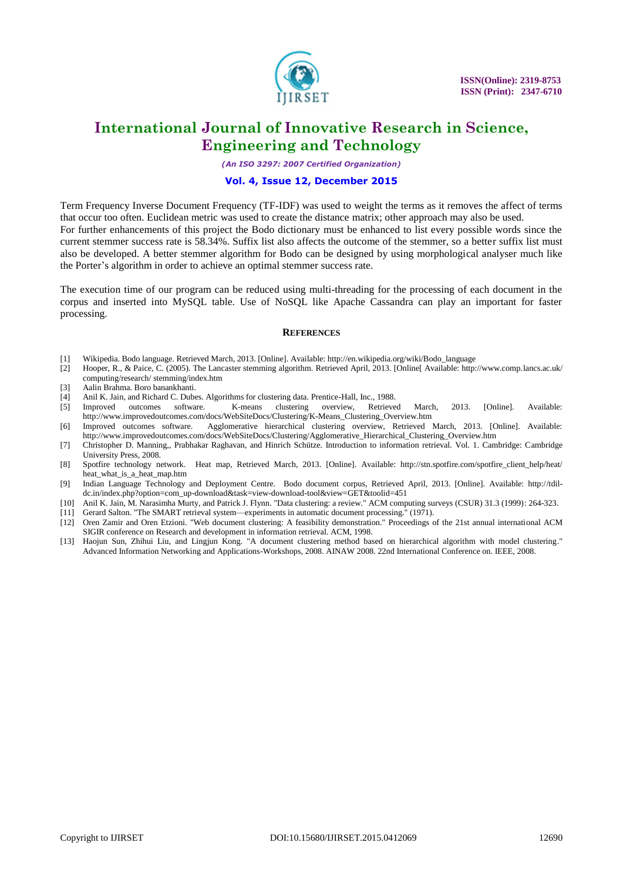Term Frequency Inverse Document Frequency (TF-IDF) was used to weight the terms as it removes the affect of terms that occur too often. Euclidean metric was used to create the distance matrix; other approach may also be used.
For further enhancements of this project the Bodo dictionary must be enhanced to list every possible words since the current stemmer success rate is 58.34%. Suffix list also affects the outcome of the stemmer, so a better suffix list must also be developed. A better stemmer algorithm for Bodo can be designed by using morphological analyser much like the Porter's algorithm in order to achieve an optimal stemmer success rate.

The execution time of our program can be reduced using multi-threading for the processing of each document in the corpus and inserted into MySQL table. Use of NoSQL like Apache Cassandra can play an important for faster processing.

## REFERENCES

[1] Wikipedia. Bodo language. Retrieved March, 2013. [Online]. Available: http://en.wikipedia.org/wiki/Bodo_language
[2] Hooper, R., & Paice, C. (2005). The Lancaster stemming algorithm. Retrieved April, 2013. [Online[ Available: http://www.comp.lancs.ac.uk/computing/research/ stemming/index.htm
[3] Aalin Brahma. Boro banankhanti.
[4] Anil K. Jain, and Richard C. Dubes. Algorithms for clustering data. Prentice-Hall, Inc., 1988.
[5] Improved outcomes software. K-means clustering overview, Retrieved March, 2013. [Online]. Available: http://www.improvedoutcomes.com/docs/WebSiteDocs/Clustering/K-Means_Clustering_Overview.htm
[6] Improved outcomes software. Agglomerative hierarchical clustering overview, Retrieved March, 2013. [Online]. Available: http://www.improvedoutcomes.com/docs/WebSiteDocs/Clustering/Agglomerative_Hierarchical_Clustering_Overview.htm
[7] Christopher D. Manning,, Prabhakar Raghavan, and Hinrich Schütze. Introduction to information retrieval. Vol. 1. Cambridge: Cambridge University Press, 2008.
[8] Spotfire technology network. Heat map, Retrieved March, 2013. [Online]. Available: http://stn.spotfire.com/spotfire_client_help/heat/heat_what_is_a_heat_map.htm
[9] Indian Language Technology and Deployment Centre. Bodo document corpus, Retrieved April, 2013. [Online]. Available: http://tdil-dc.in/index.php?option=com_up-download&task=view-download-tool&view=GET&toolid=451
[10] Anil K. Jain, M. Narasimha Murty, and Patrick J. Flynn. "Data clustering: a review." ACM computing surveys (CSUR) 31.3 (1999): 264-323.
[11] Gerard Salton. "The SMART retrieval system—experiments in automatic document processing." (1971).
[12] Oren Zamir and Oren Etzioni. "Web document clustering: A feasibility demonstration." Proceedings of the 21st annual international ACM SIGIR conference on Research and development in information retrieval. ACM, 1998.
[13] Haojun Sun, Zhihui Liu, and Lingjun Kong. "A document clustering method based on hierarchical algorithm with model clustering." Advanced Information Networking and Applications-Workshops, 2008. AINAW 2008. 22nd International Conference on. IEEE, 2008.